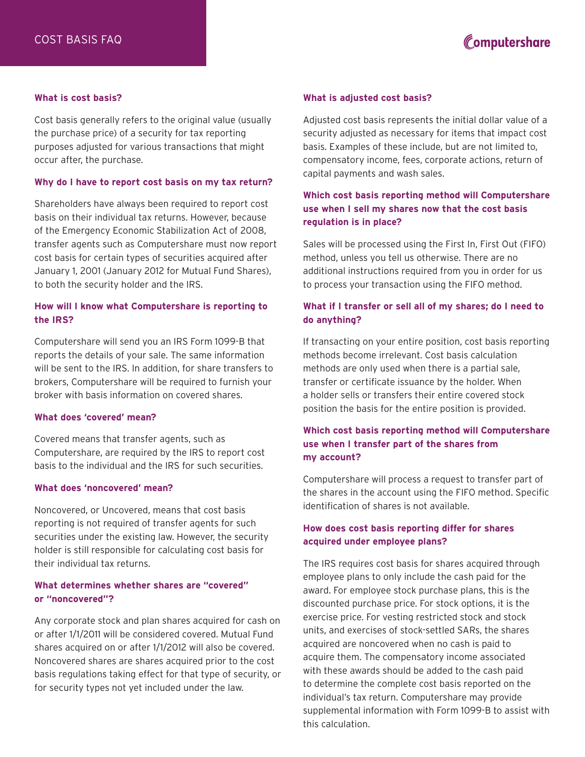# COST BASIS FAQ

### What is cost basis?

Cost basis generally refers to the original value (usually the purchase price) of a security for tax reporting purposes adjusted for various transactions that might occur after, the purchase.

### Why do I have to report cost basis on my tax return?

Shareholders have always been required to report cost basis on their individual tax returns. However, because of the Emergency Economic Stabilization Act of 2008, transfer agents such as Computershare must now report cost basis for certain types of securities acquired after January 1, 2001 (January 2012 for Mutual Fund Shares), to both the security holder and the IRS.

### How will I know what Computershare is reporting to the IRS?

Computershare will send you an IRS Form 1099-B that reports the details of your sale. The same information will be sent to the IRS. In addition, for share transfers to brokers, Computershare will be required to furnish your broker with basis information on covered shares.

### What does 'covered' mean?

Covered means that transfer agents, such as Computershare, are required by the IRS to report cost basis to the individual and the IRS for such securities.

### What does 'noncovered' mean?

Noncovered, or Uncovered, means that cost basis reporting is not required of transfer agents for such securities under the existing law. However, the security holder is still responsible for calculating cost basis for their individual tax returns.

### What determines whether shares are "covered" or "noncovered"?

Any corporate stock and plan shares acquired for cash on or after 1/1/2011 will be considered covered. Mutual Fund shares acquired on or after 1/1/2012 will also be covered. Noncovered shares are shares acquired prior to the cost basis regulations taking effect for that type of security, or for security types not yet included under the law.

### What is adjusted cost basis?

Adjusted cost basis represents the initial dollar value of a security adjusted as necessary for items that impact cost basis. Examples of these include, but are not limited to, compensatory income, fees, corporate actions, return of capital payments and wash sales.

### Which cost basis reporting method will Computershare use when I sell my shares now that the cost basis regulation is in place?

Sales will be processed using the First In, First Out (FIFO) method, unless you tell us otherwise. There are no additional instructions required from you in order for us to process your transaction using the FIFO method.

### What if I transfer or sell all of my shares; do I need to do anything?

If transacting on your entire position, cost basis reporting methods become irrelevant. Cost basis calculation methods are only used when there is a partial sale, transfer or certificate issuance by the holder. When a holder sells or transfers their entire covered stock position the basis for the entire position is provided.

### Which cost basis reporting method will Computershare use when I transfer part of the shares from my account?

Computershare will process a request to transfer part of the shares in the account using the FIFO method. Specific identification of shares is not available.

### How does cost basis reporting differ for shares acquired under employee plans?

The IRS requires cost basis for shares acquired through employee plans to only include the cash paid for the award. For employee stock purchase plans, this is the discounted purchase price. For stock options, it is the exercise price. For vesting restricted stock and stock units, and exercises of stock-settled SARs, the shares acquired are noncovered when no cash is paid to acquire them. The compensatory income associated with these awards should be added to the cash paid to determine the complete cost basis reported on the individual's tax return. Computershare may provide supplemental information with Form 1099-B to assist with this calculation.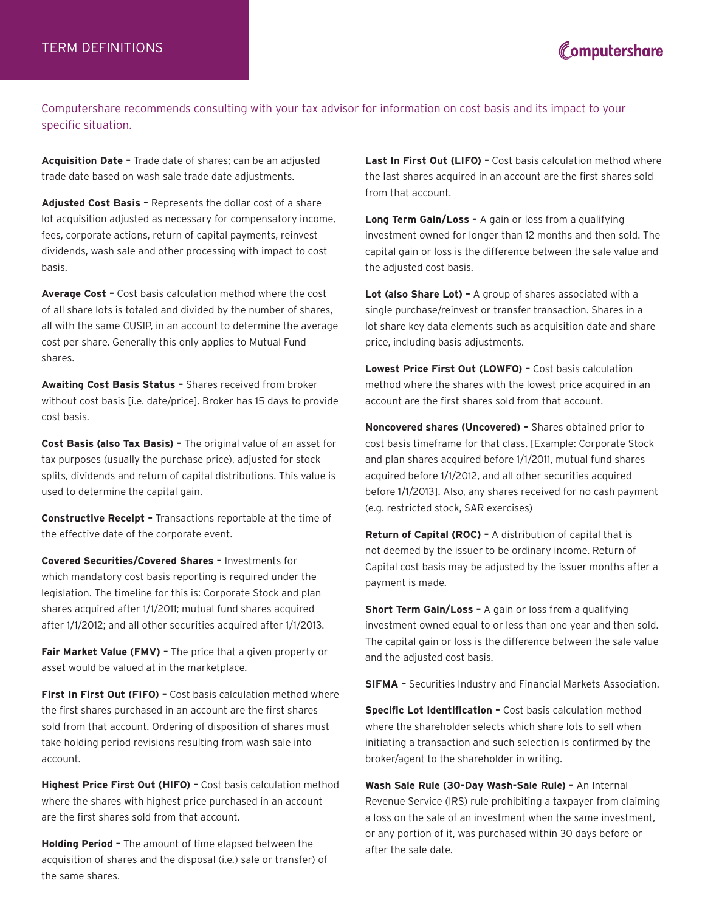# TERM DEFINITIONS

Computershare recommends consulting with your tax advisor for information on cost basis and its impact to your specific situation.

**Acquisition Date –** Trade date of shares; can be an adjusted trade date based on wash sale trade date adjustments.

**Adjusted Cost Basis –** Represents the dollar cost of a share lot acquisition adjusted as necessary for compensatory income, fees, corporate actions, return of capital payments, reinvest dividends, wash sale and other processing with impact to cost basis.

**Average Cost –** Cost basis calculation method where the cost of all share lots is totaled and divided by the number of shares, all with the same CUSIP, in an account to determine the average cost per share. Generally this only applies to Mutual Fund shares.

**Awaiting Cost Basis Status –** Shares received from broker without cost basis [i.e. date/price]. Broker has 15 days to provide cost basis.

**Cost Basis (also Tax Basis) –** The original value of an asset for tax purposes (usually the purchase price), adjusted for stock splits, dividends and return of capital distributions. This value is used to determine the capital gain.

**Constructive Receipt –** Transactions reportable at the time of the effective date of the corporate event.

**Covered Securities/Covered Shares –** Investments for which mandatory cost basis reporting is required under the legislation. The timeline for this is: Corporate Stock and plan shares acquired after 1/1/2011; mutual fund shares acquired after 1/1/2012; and all other securities acquired after 1/1/2013.

**Fair Market Value (FMV) –** The price that a given property or asset would be valued at in the marketplace.

**First In First Out (FIFO) –** Cost basis calculation method where the first shares purchased in an account are the first shares sold from that account. Ordering of disposition of shares must take holding period revisions resulting from wash sale into account.

**Highest Price First Out (HIFO) –** Cost basis calculation method where the shares with highest price purchased in an account are the first shares sold from that account.

**Holding Period –** The amount of time elapsed between the acquisition of shares and the disposal (i.e.) sale or transfer) of the same shares.

**Last In First Out (LIFO) –** Cost basis calculation method where the last shares acquired in an account are the first shares sold from that account.

**Long Term Gain/Loss –** A gain or loss from a qualifying investment owned for longer than 12 months and then sold. The capital gain or loss is the difference between the sale value and the adjusted cost basis.

**Lot (also Share Lot) –** A group of shares associated with a single purchase/reinvest or transfer transaction. Shares in a lot share key data elements such as acquisition date and share price, including basis adjustments.

**Lowest Price First Out (LOWFO) –** Cost basis calculation method where the shares with the lowest price acquired in an account are the first shares sold from that account.

**Noncovered shares (Uncovered) –** Shares obtained prior to cost basis timeframe for that class. [Example: Corporate Stock and plan shares acquired before 1/1/2011, mutual fund shares acquired before 1/1/2012, and all other securities acquired before 1/1/2013]. Also, any shares received for no cash payment (e.g. restricted stock, SAR exercises)

**Return of Capital (ROC) –** A distribution of capital that is not deemed by the issuer to be ordinary income. Return of Capital cost basis may be adjusted by the issuer months after a payment is made.

**Short Term Gain/Loss –** A gain or loss from a qualifying investment owned equal to or less than one year and then sold. The capital gain or loss is the difference between the sale value and the adjusted cost basis.

**SIFMA –** Securities Industry and Financial Markets Association.

**Specific Lot Identification –** Cost basis calculation method where the shareholder selects which share lots to sell when initiating a transaction and such selection is confirmed by the broker/agent to the shareholder in writing.

**Wash Sale Rule (30-Day Wash-Sale Rule) –** An Internal Revenue Service (IRS) rule prohibiting a taxpayer from claiming a loss on the sale of an investment when the same investment, or any portion of it, was purchased within 30 days before or after the sale date.